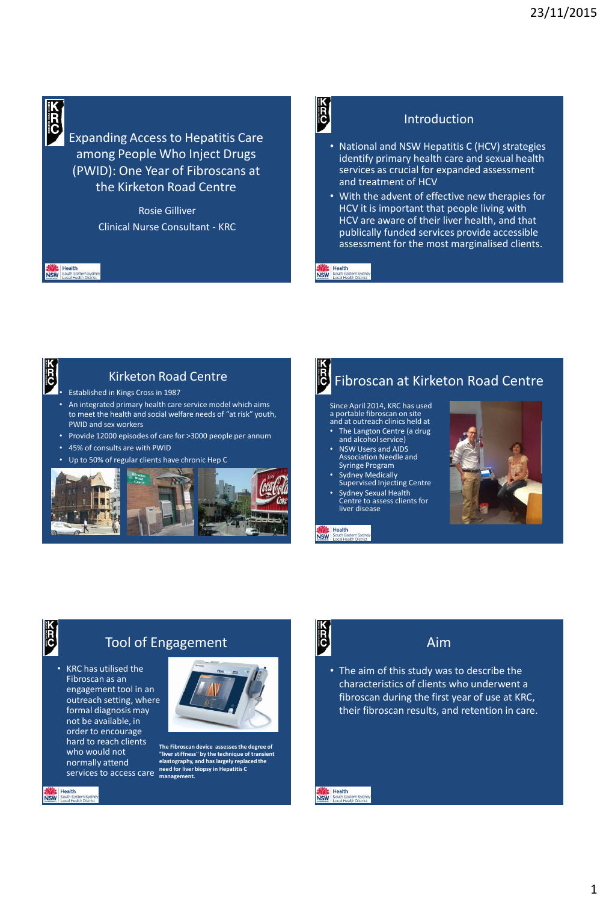# Expanding Access to Hepatitis Care among People Who Inject Drugs (PWID): One Year of Fibroscans at the Kirketon Road Centre

Rosie Gilliver

Clinical Nurse Consultant - KRC

## Introduction

- National and NSW Hepatitis C (HCV) strategies identify primary health care and sexual health services as crucial for expanded assessment and treatment of HCV
- With the advent of effective new therapies for HCV it is important that people living with HCV are aware of their liver health, and that publically funded services provide accessible assessment for the most marginalised clients.

## Kirketon Road Centre

- Established in Kings Cross in 1987
- An integrated primary health care service model which aims to meet the health and social welfare needs of "at risk" youth, PWID and sex workers
- Provide 12000 episodes of care for >3000 people per annum
- 45% of consults are with PWID
- Up to 50% of regular clients have chronic Hep C

## Fibroscan at Kirketon Road Centre

Since April 2014, KRC has used a portable fibroscan on site and at outreach clinics held at

- The Langton Centre (a drug and alcohol service)
- NSW Users and AIDS Association Needle and Syringe Program
- Sydney Medically Supervised Injecting Centre
- Sydney Sexual Health Centre to assess clients for liver disease

## Tool of Engagement

- KRC has utilised the Fibroscan as an engagement tool in an outreach setting, where formal diagnosis may not be available, in order to encourage hard to reach clients who would not normally attend services to access care

**The Fibroscan device assesses the degree of "liver stiffness" by the technique of transient elastography, and has largely replaced the need for liver biopsy in Hepatitis C management.**

## Aim

- The aim of this study was to describe the characteristics of clients who underwent a fibroscan during the first year of use at KRC, their fibroscan results, and retention in care.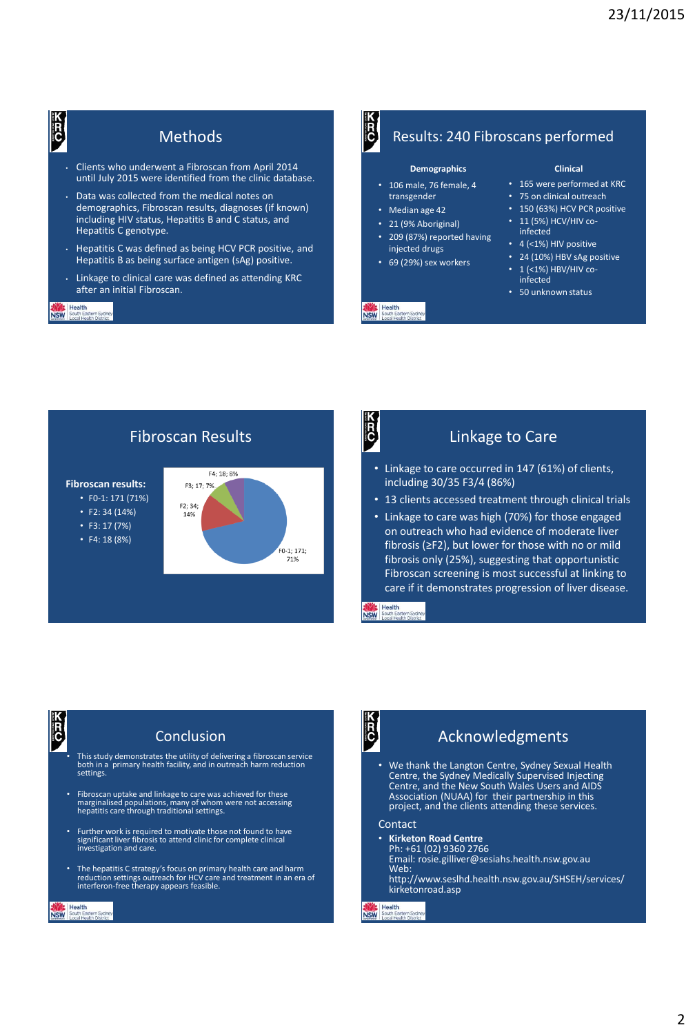## Methods

- Clients who underwent a Fibroscan from April 2014 until July 2015 were identified from the clinic database.
- Data was collected from the medical notes on demographics, Fibroscan results, diagnoses (if known) including HIV status, Hepatitis B and C status, and Hepatitis C genotype.
- Hepatitis C was defined as being HCV PCR positive, and Hepatitis B as being surface antigen (sAg) positive.
- Linkage to clinical care was defined as attending KRC after an initial Fibroscan.

## Results: 240 Fibroscans performed

**Demographics**

- 106 male, 76 female, 4 transgender
- Median age 42
- 21 (9% Aboriginal)
- 209 (87%) reported having injected drugs
- 69 (29%) sex workers

**Clinical**

- 165 were performed at KRC
- 75 on clinical outreach
- 150 (63%) HCV PCR positive
- 11 (5%) HCV/HIV co-infected
- 4 (<1%) HIV positive
- 24 (10%) HBV sAg positive
- 1 (<1%) HBV/HIV co-infected
- 50 unknown status

## Fibroscan Results

**Fibroscan results:**

- F0-1: 171 (71%)
- F2: 34 (14%)
- F3: 17 (7%)
- F4: 18 (8%)

F4; 18; 8%
F3; 17; 7%
F2; 34; 14%
F0-1; 171; 71%

## Linkage to Care

- Linkage to care occurred in 147 (61%) of clients, including 30/35 F3/4 (86%)
- 13 clients accessed treatment through clinical trials
- Linkage to care was high (70%) for those engaged on outreach who had evidence of moderate liver fibrosis (≥F2), but lower for those with no or mild fibrosis only (25%), suggesting that opportunistic Fibroscan screening is most successful at linking to care if it demonstrates progression of liver disease.

## Conclusion

- This study demonstrates the utility of delivering a fibroscan service both in a primary health facility, and in outreach harm reduction settings.
- Fibroscan uptake and linkage to care was achieved for these marginalised populations, many of whom were not accessing hepatitis care through traditional settings.
- Further work is required to motivate those not found to have significant liver fibrosis to attend clinic for complete clinical investigation and care.
- The hepatitis C strategy's focus on primary health care and harm reduction settings outreach for HCV care and treatment in an era of interferon-free therapy appears feasible.

## Acknowledgments

- We thank the Langton Centre, Sydney Sexual Health Centre, the Sydney Medically Supervised Injecting Centre, and the New South Wales Users and AIDS Association (NUAA) for their partnership in this project, and the clients attending these services.

Contact

- **Kirketon Road Centre**
  Ph: +61 (02) 9360 2766
  Email: rosie.gilliver@sesiahs.health.nsw.gov.au
  Web:
  http://www.seslhd.health.nsw.gov.au/SHSEH/services/kirketonroad.asp